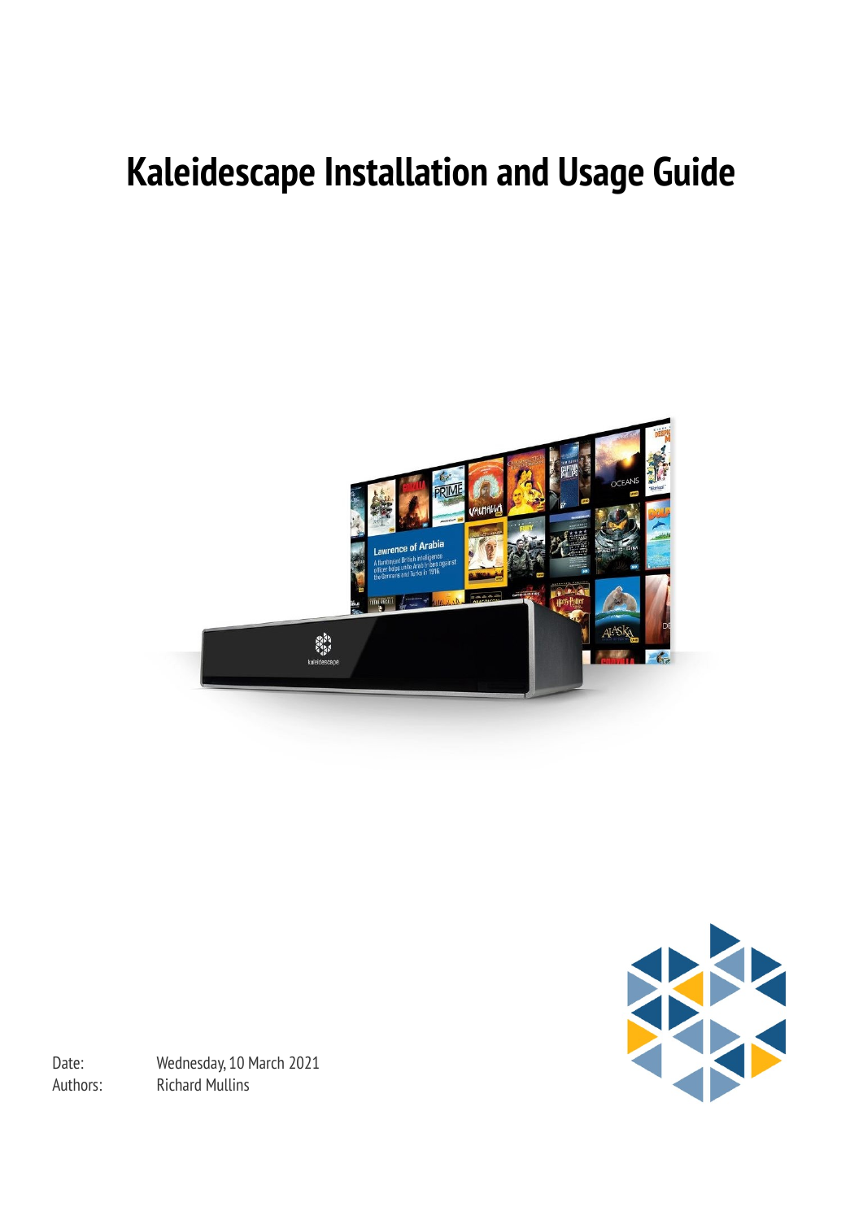# Kaleidescape Installation and Usage Guide

Date: Wednesday, 10 March 2021

Authors: Richard Mullins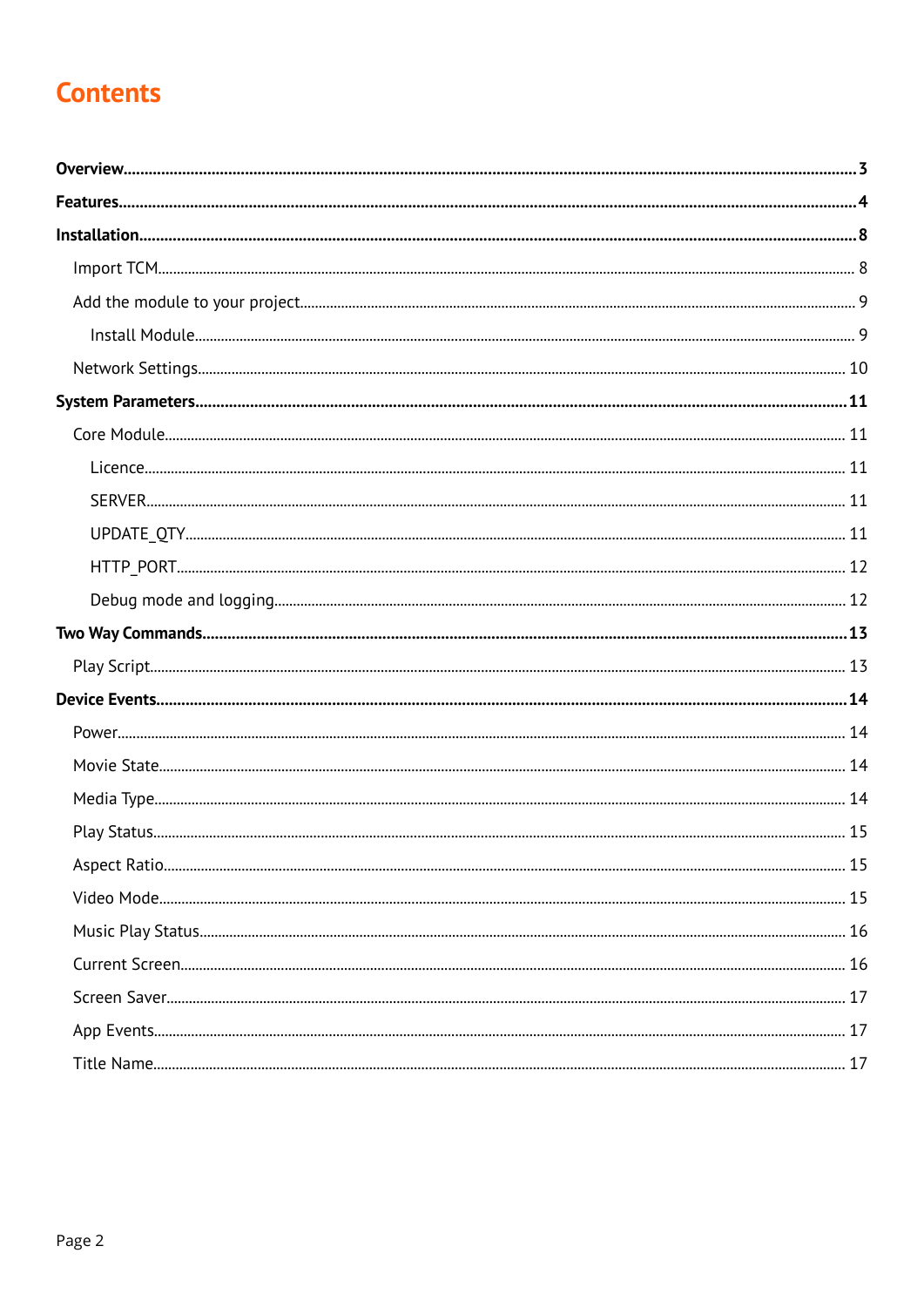# Contents

**Overview** ........ **3**

**Features** ........ **4**

**Installation** ........ **8**

- Import TCM ........ 8
- Add the module to your project ........ 9
  - Install Module ........ 9
- Network Settings ........ 10

**System Parameters** ........ **11**

- Core Module ........ 11
  - Licence ........ 11
  - SERVER ........ 11
  - UPDATE_QTY ........ 11
  - HTTP_PORT ........ 12
  - Debug mode and logging ........ 12

**Two Way Commands** ........ **13**

- Play Script ........ 13

**Device Events** ........ **14**

- Power ........ 14
- Movie State ........ 14
- Media Type ........ 14
- Play Status ........ 15
- Aspect Ratio ........ 15
- Video Mode ........ 15
- Music Play Status ........ 16
- Current Screen ........ 16
- Screen Saver ........ 17
- App Events ........ 17
- Title Name ........ 17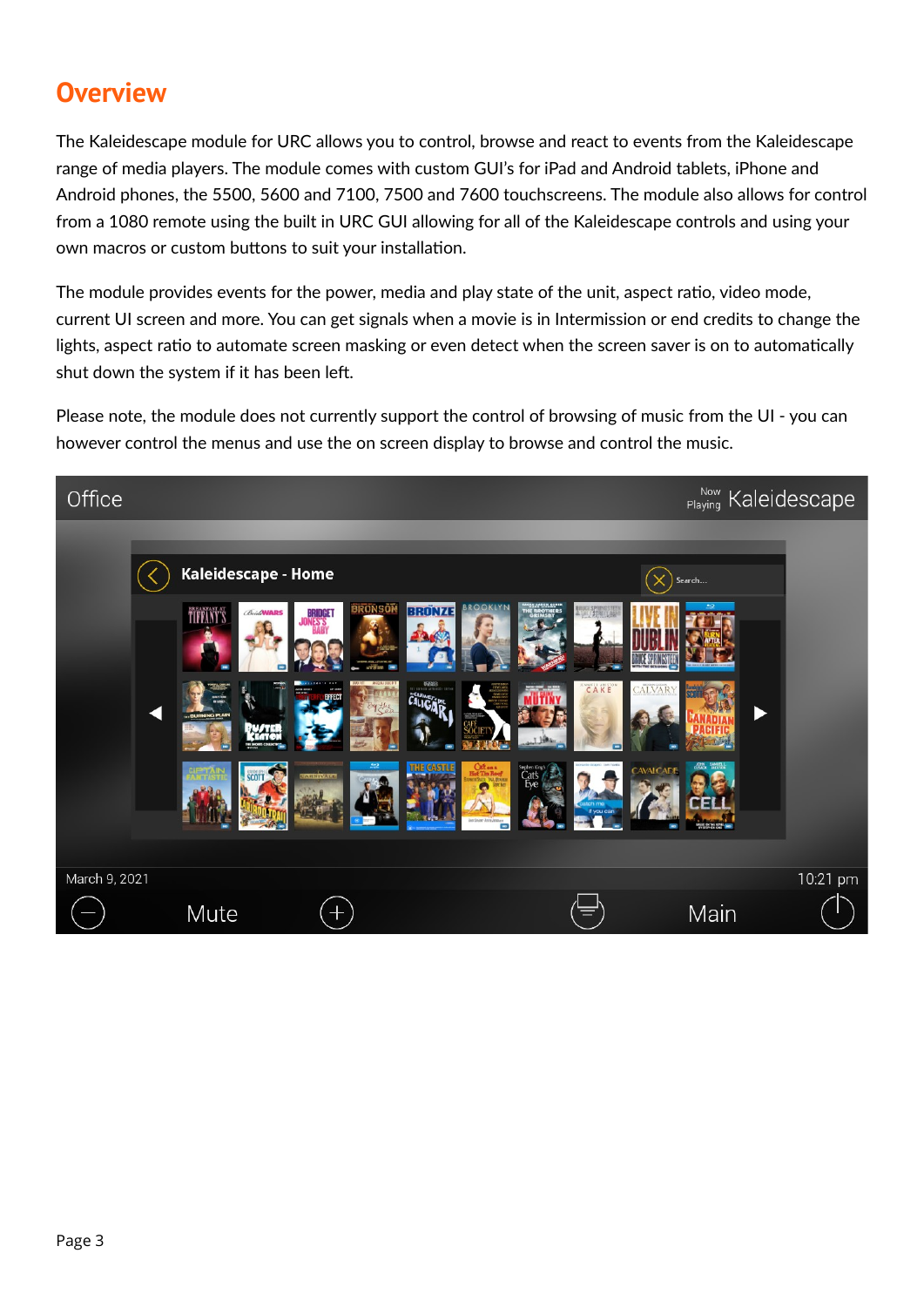# Overview

The Kaleidescape module for URC allows you to control, browse and react to events from the Kaleidescape range of media players. The module comes with custom GUI's for iPad and Android tablets, iPhone and Android phones, the 5500, 5600 and 7100, 7500 and 7600 touchscreens. The module also allows for control from a 1080 remote using the built in URC GUI allowing for all of the Kaleidescape controls and using your own macros or custom buttons to suit your installation.

The module provides events for the power, media and play state of the unit, aspect ratio, video mode, current UI screen and more. You can get signals when a movie is in Intermission or end credits to change the lights, aspect ratio to automate screen masking or even detect when the screen saver is on to automatically shut down the system if it has been left.

Please note, the module does not currently support the control of browsing of music from the UI - you can however control the menus and use the on screen display to browse and control the music.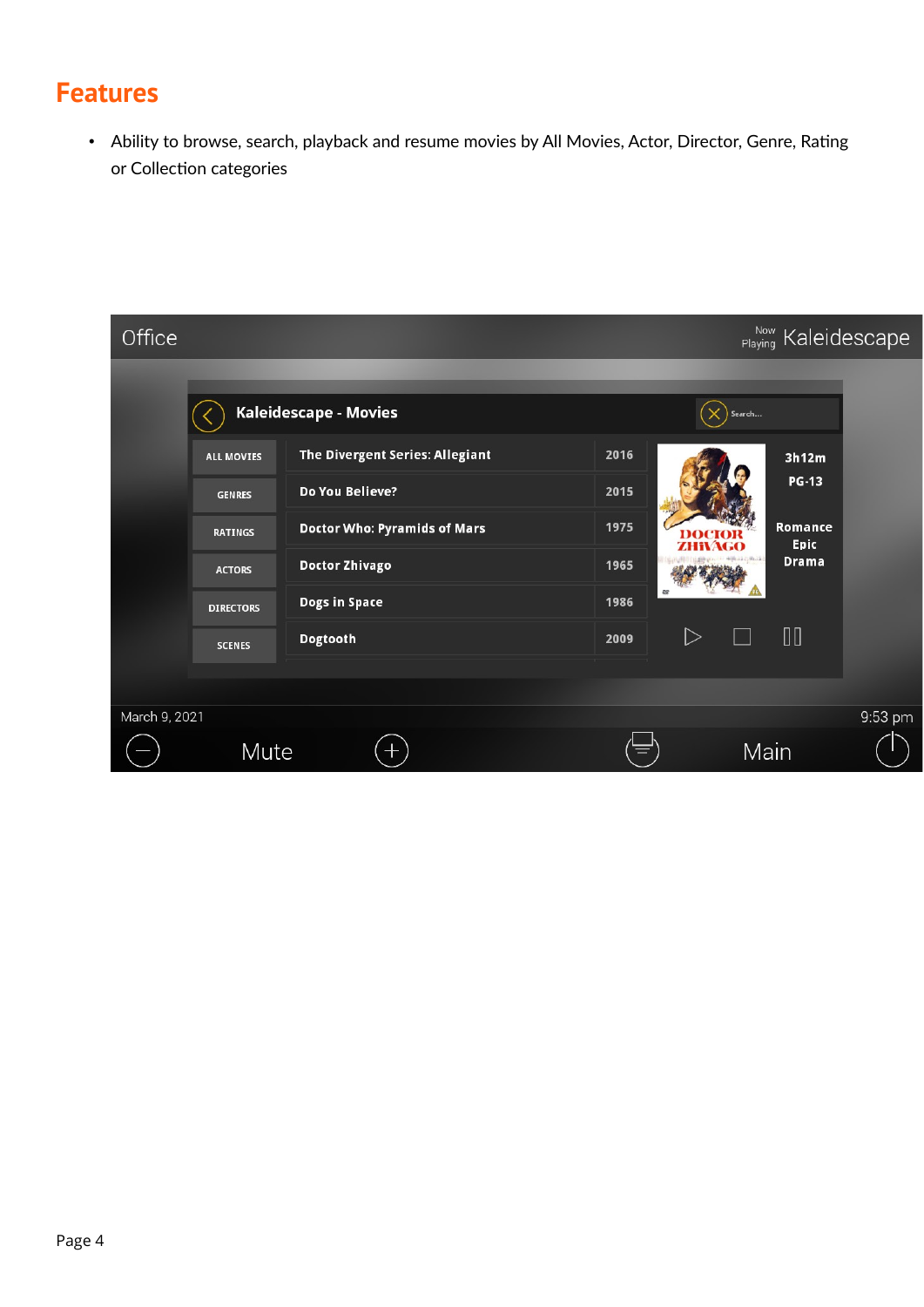## Features

- Ability to browse, search, playback and resume movies by All Movies, Actor, Director, Genre, Rating or Collection categories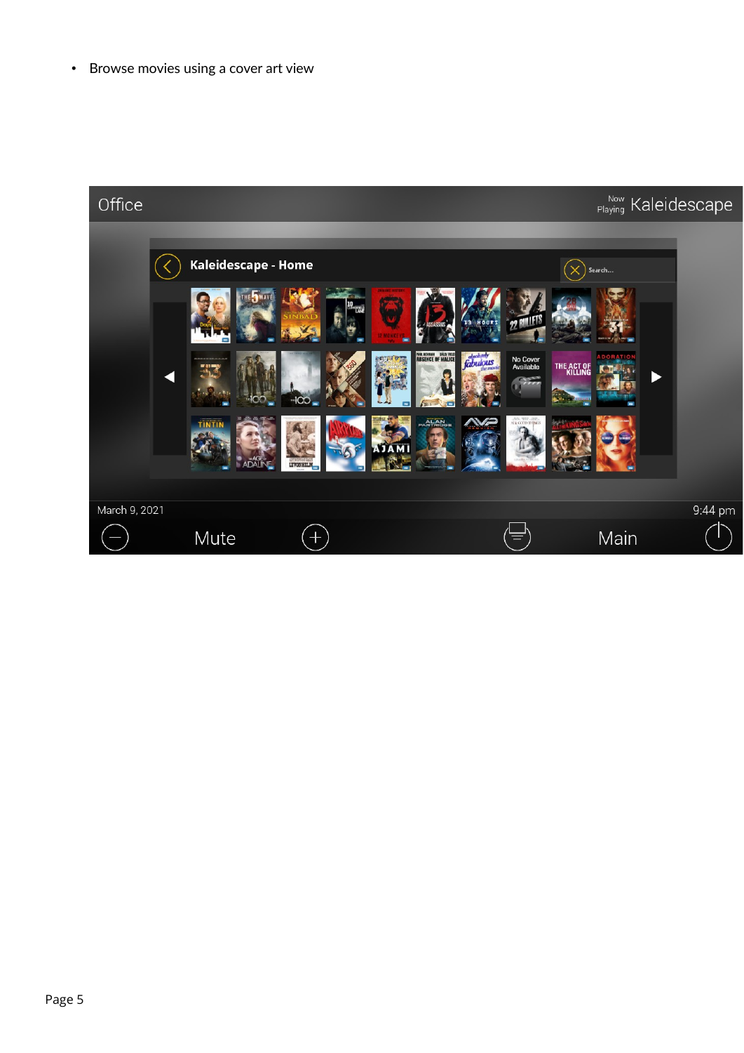- Browse movies using a cover art view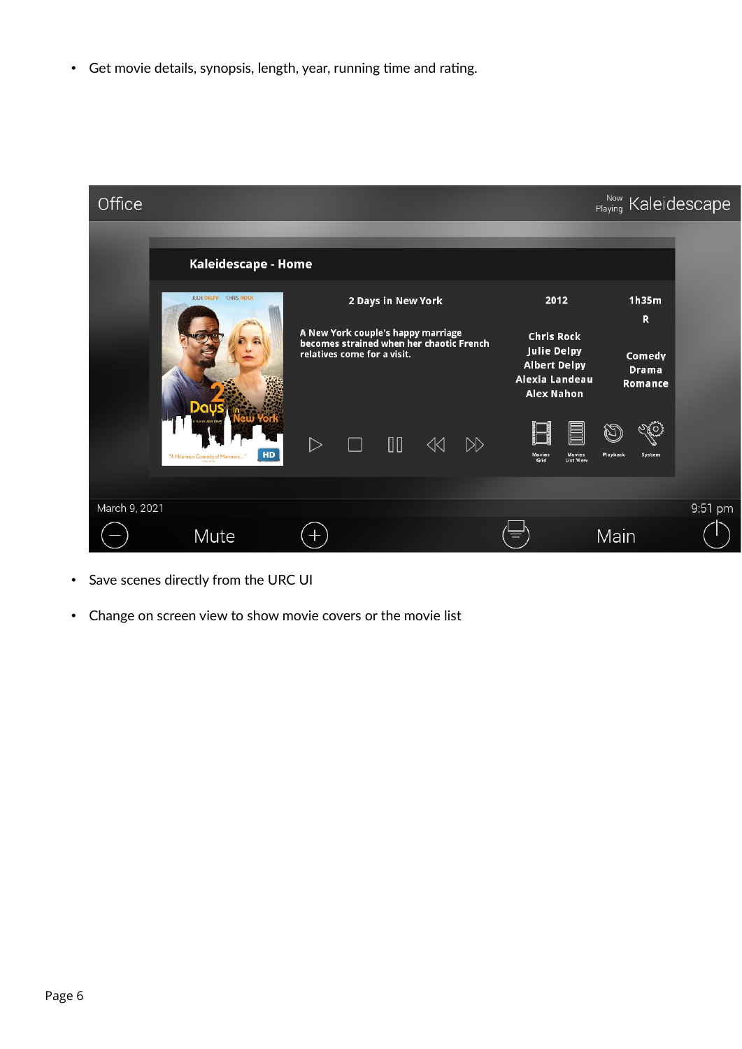- Get movie details, synopsis, length, year, running time and rating.

Office

Now Playing Kaleidescape

Kaleidescape - Home

2 Days in New York

2012

1h35m

R

A New York couple's happy marriage becomes strained when her chaotic French relatives come for a visit.

Chris Rock
Julie Delpy
Albert Delpy
Alexia Landeau
Alex Nahon

Comedy
Drama
Romance

Movies Grid | Movies List View | Playback | System

March 9, 2021

9:51 pm

Mute

Main

- Save scenes directly from the URC UI
- Change on screen view to show movie covers or the movie list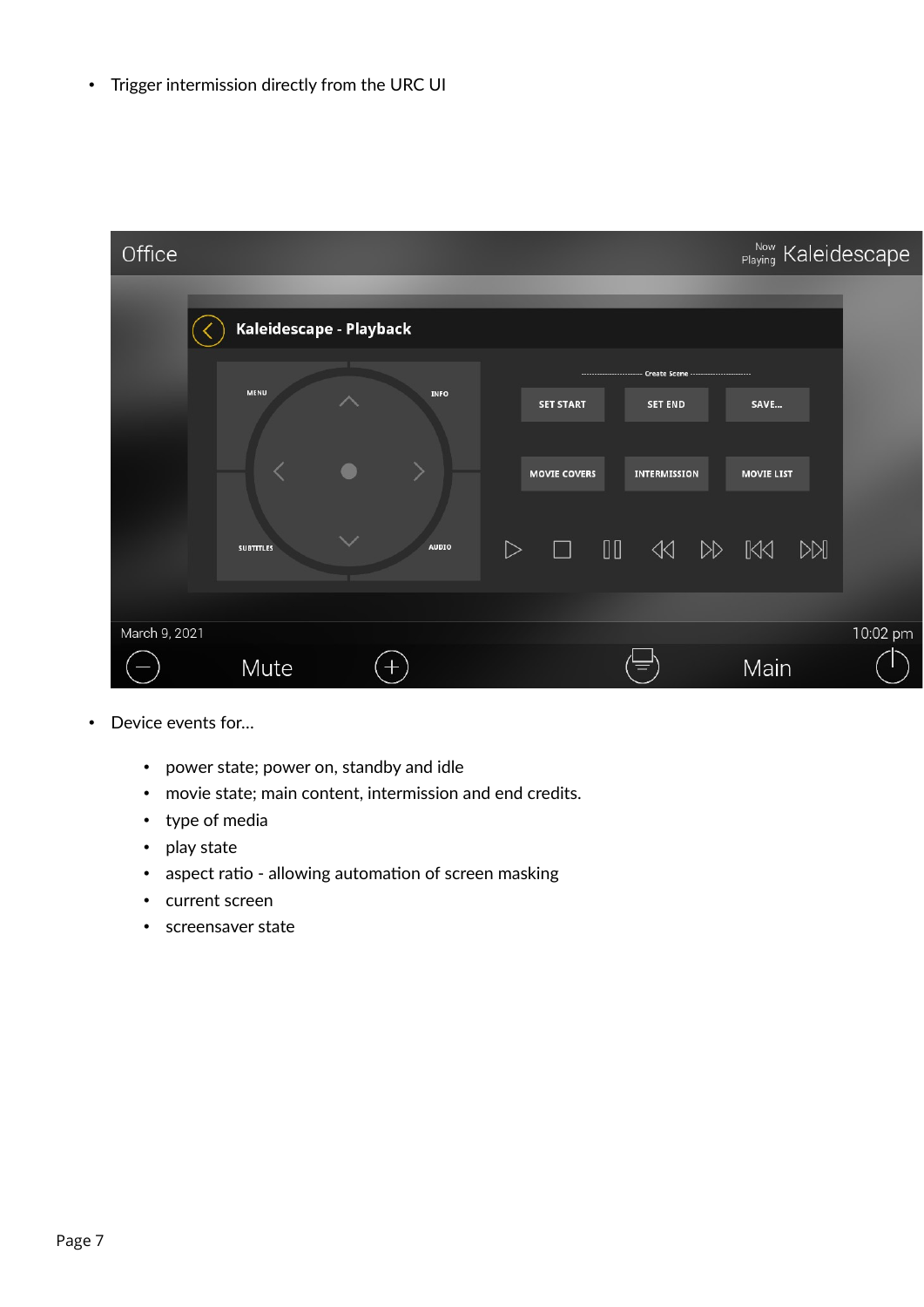- Trigger intermission directly from the URC UI

- Device events for...

  - power state; power on, standby and idle
  - movie state; main content, intermission and end credits.
  - type of media
  - play state
  - aspect ratio - allowing automation of screen masking
  - current screen
  - screensaver state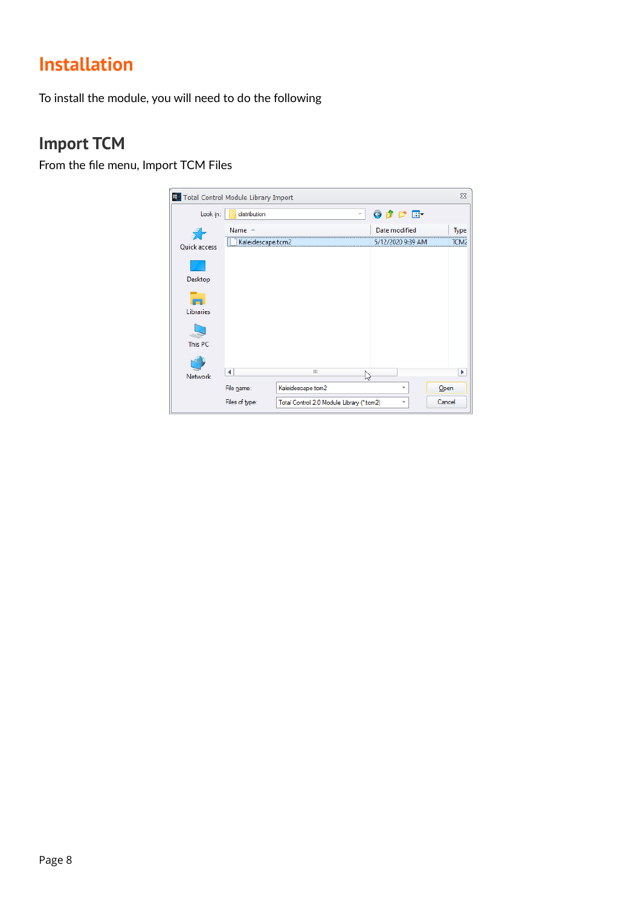# Installation

To install the module, you will need to do the following

## Import TCM

From the file menu, Import TCM Files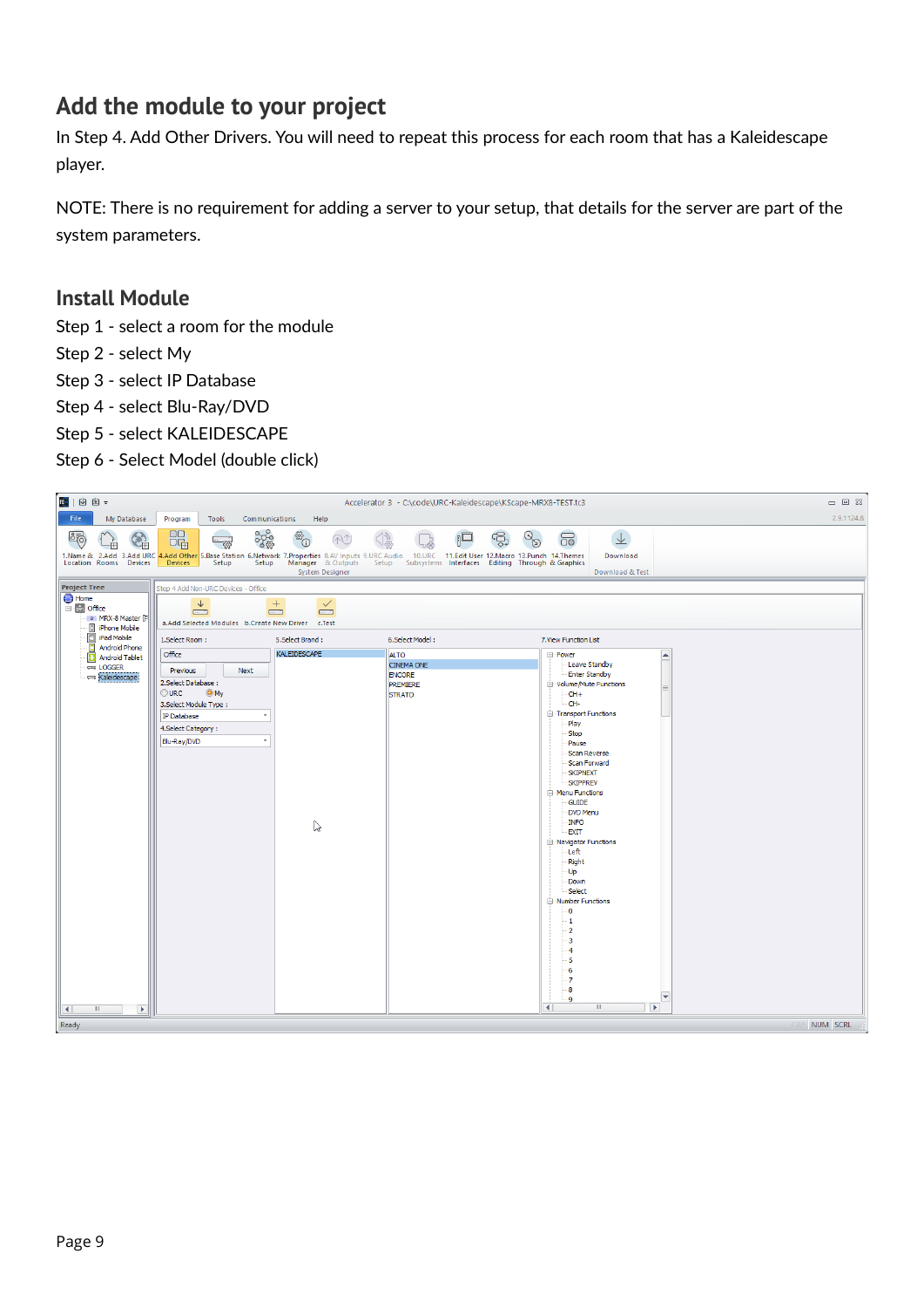## Add the module to your project

In Step 4. Add Other Drivers. You will need to repeat this process for each room that has a Kaleidescape player.

NOTE: There is no requirement for adding a server to your setup, that details for the server are part of the system parameters.

## Install Module

Step 1 - select a room for the module
Step 2 - select My
Step 3 - select IP Database
Step 4 - select Blu-Ray/DVD
Step 5 - select KALEIDESCAPE
Step 6 - Select Model (double click)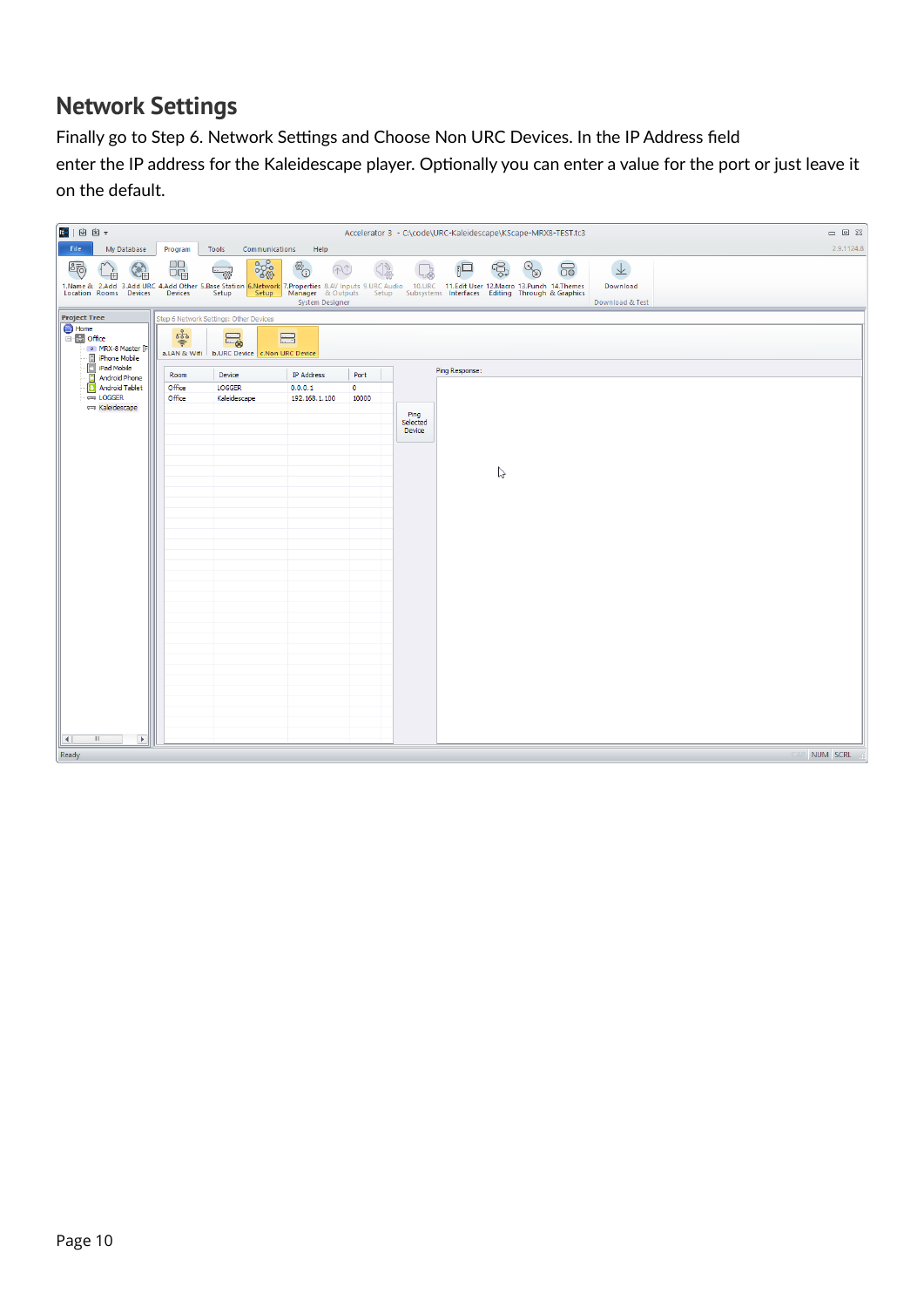## Network Settings

Finally go to Step 6. Network Settings and Choose Non URC Devices. In the IP Address field enter the IP address for the Kaleidescape player. Optionally you can enter a value for the port or just leave it on the default.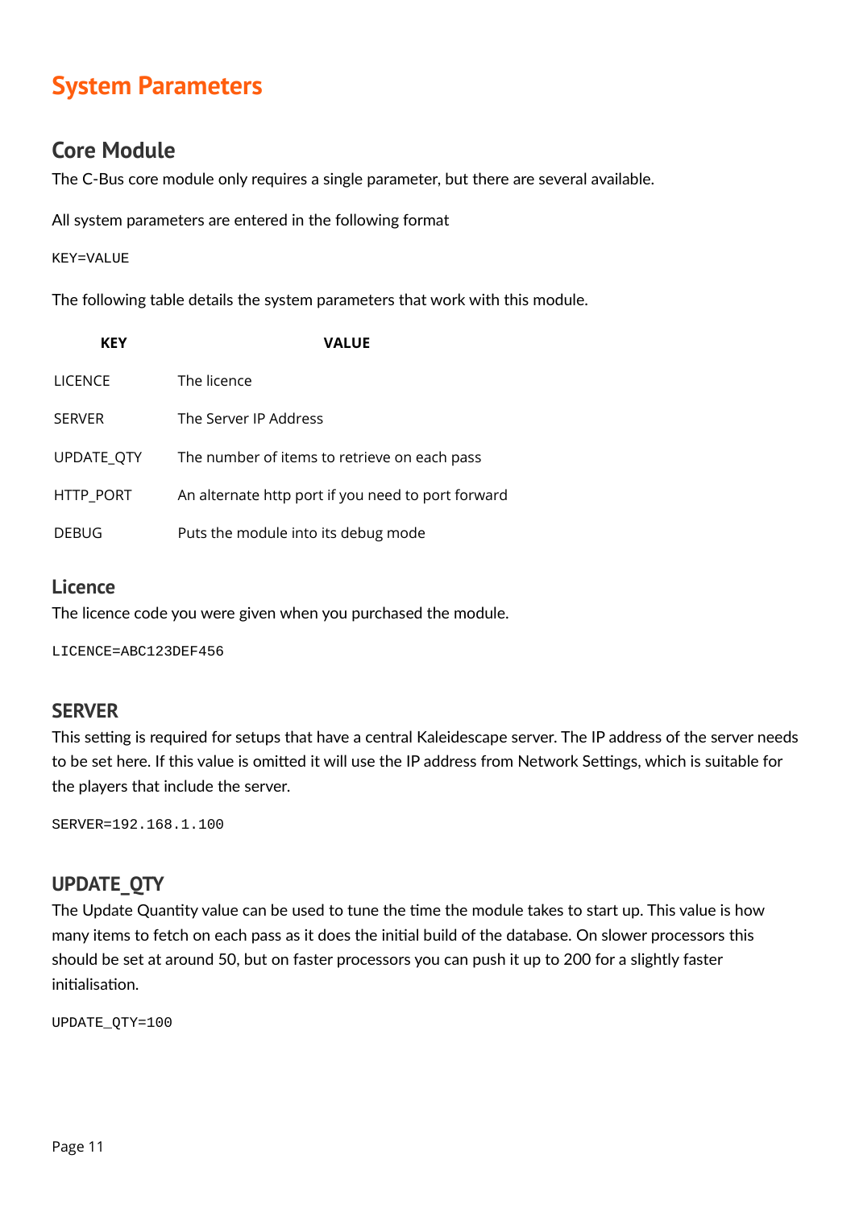# System Parameters

## Core Module

The C-Bus core module only requires a single parameter, but there are several available.

All system parameters are entered in the following format

```
KEY=VALUE
```

The following table details the system parameters that work with this module.

| KEY | VALUE |
|---|---|
| LICENCE | The licence |
| SERVER | The Server IP Address |
| UPDATE_QTY | The number of items to retrieve on each pass |
| HTTP_PORT | An alternate http port if you need to port forward |
| DEBUG | Puts the module into its debug mode |

### Licence

The licence code you were given when you purchased the module.

```
LICENCE=ABC123DEF456
```

### SERVER

This setting is required for setups that have a central Kaleidescape server. The IP address of the server needs to be set here. If this value is omitted it will use the IP address from Network Settings, which is suitable for the players that include the server.

```
SERVER=192.168.1.100
```

### UPDATE_QTY

The Update Quantity value can be used to tune the time the module takes to start up. This value is how many items to fetch on each pass as it does the initial build of the database. On slower processors this should be set at around 50, but on faster processors you can push it up to 200 for a slightly faster initialisation.

```
UPDATE_QTY=100
```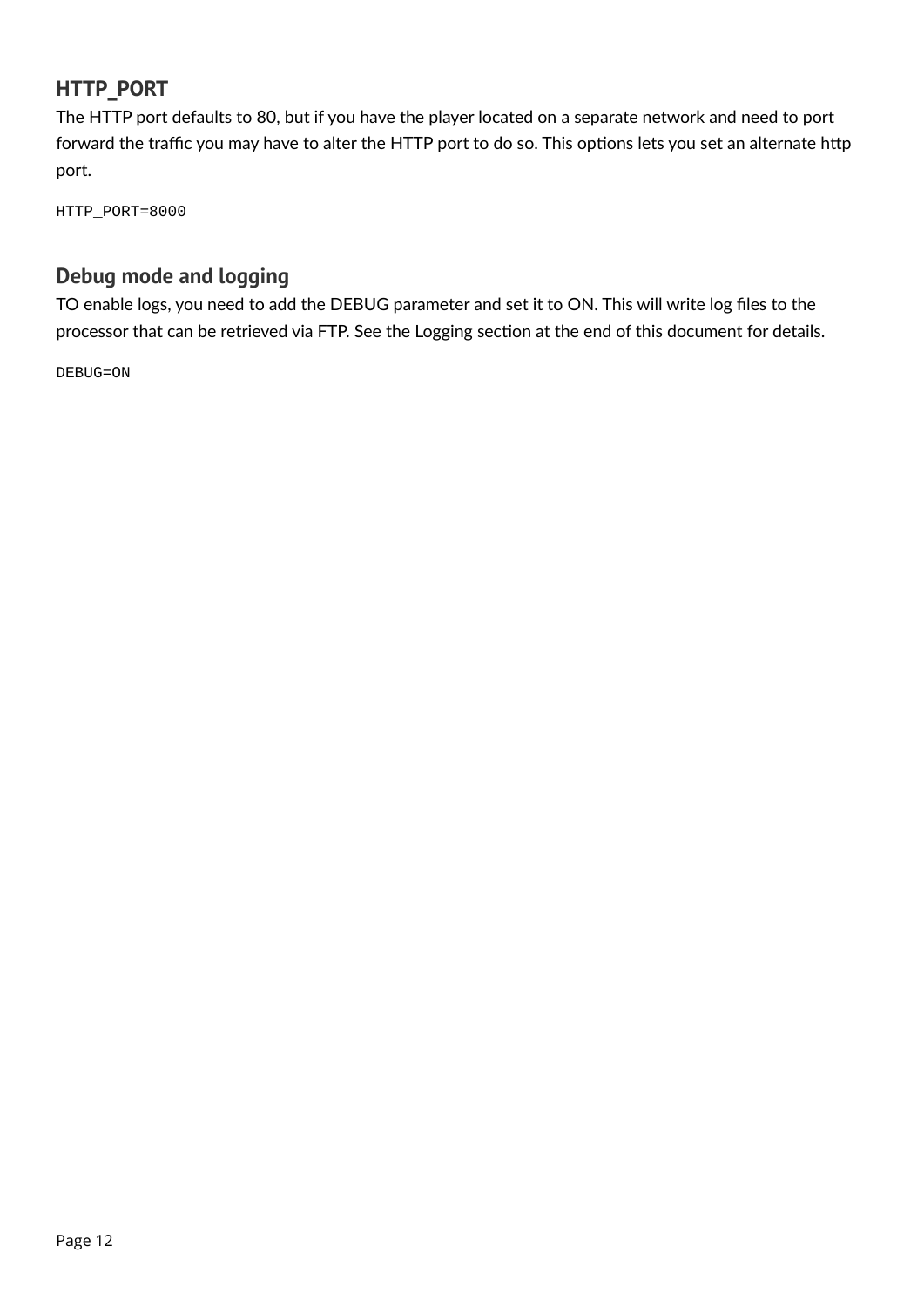### HTTP_PORT

The HTTP port defaults to 80, but if you have the player located on a separate network and need to port forward the traffic you may have to alter the HTTP port to do so. This options lets you set an alternate http port.

```
HTTP_PORT=8000
```

### Debug mode and logging

TO enable logs, you need to add the DEBUG parameter and set it to ON. This will write log files to the processor that can be retrieved via FTP. See the Logging section at the end of this document for details.

```
DEBUG=ON
```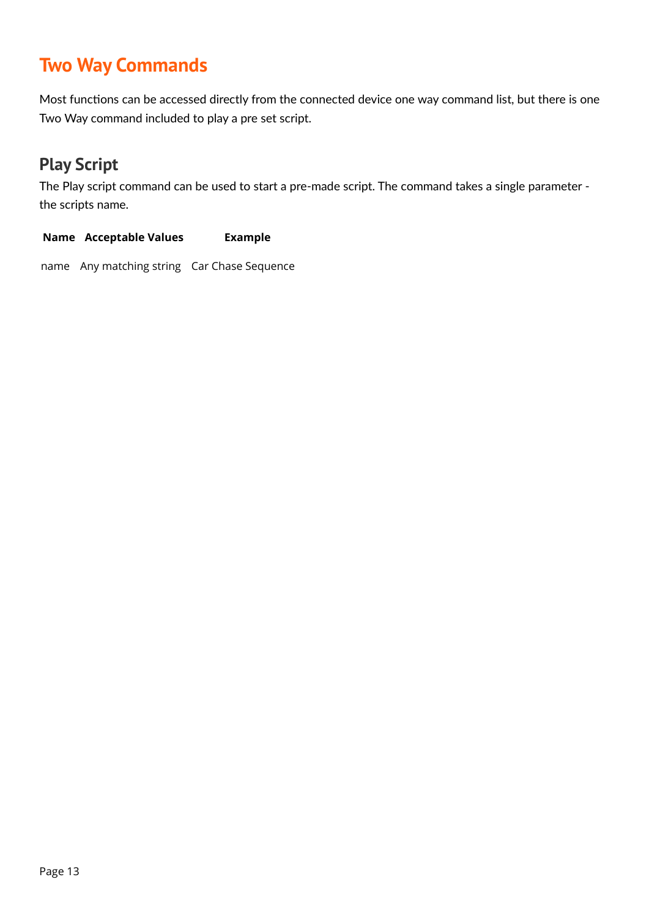# Two Way Commands

Most functions can be accessed directly from the connected device one way command list, but there is one Two Way command included to play a pre set script.

## Play Script

The Play script command can be used to start a pre-made script. The command takes a single parameter - the scripts name.

| Name | Acceptable Values | Example |
|---|---|---|
| name | Any matching string | Car Chase Sequence |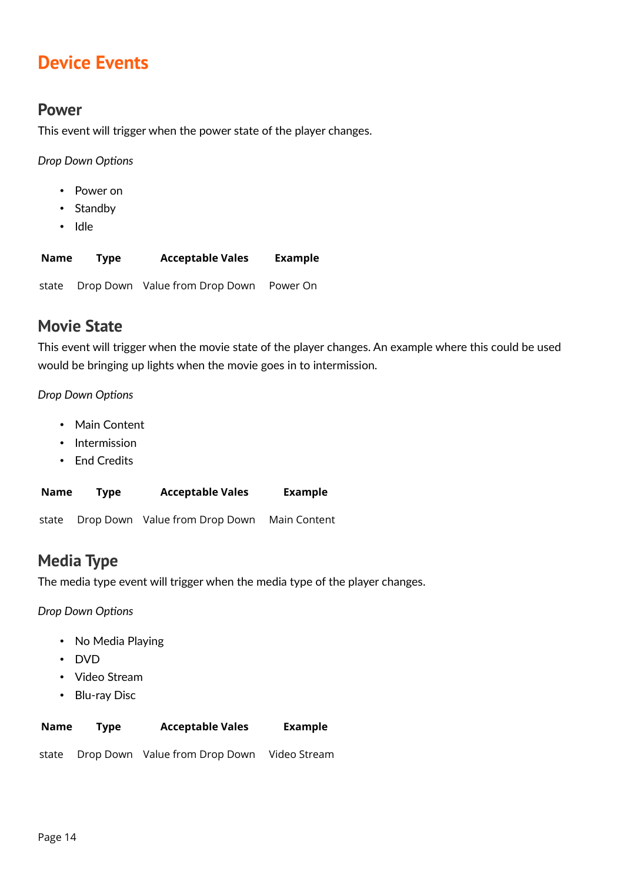# Device Events

## Power

This event will trigger when the power state of the player changes.

*Drop Down Options*

- Power on
- Standby
- Idle

| Name | Type | Acceptable Vales | Example |
|---|---|---|---|
| state | Drop Down | Value from Drop Down | Power On |

## Movie State

This event will trigger when the movie state of the player changes. An example where this could be used would be bringing up lights when the movie goes in to intermission.

*Drop Down Options*

- Main Content
- Intermission
- End Credits

| Name | Type | Acceptable Vales | Example |
|---|---|---|---|
| state | Drop Down | Value from Drop Down | Main Content |

## Media Type

The media type event will trigger when the media type of the player changes.

*Drop Down Options*

- No Media Playing
- DVD
- Video Stream
- Blu-ray Disc

| Name | Type | Acceptable Vales | Example |
|---|---|---|---|
| state | Drop Down | Value from Drop Down | Video Stream |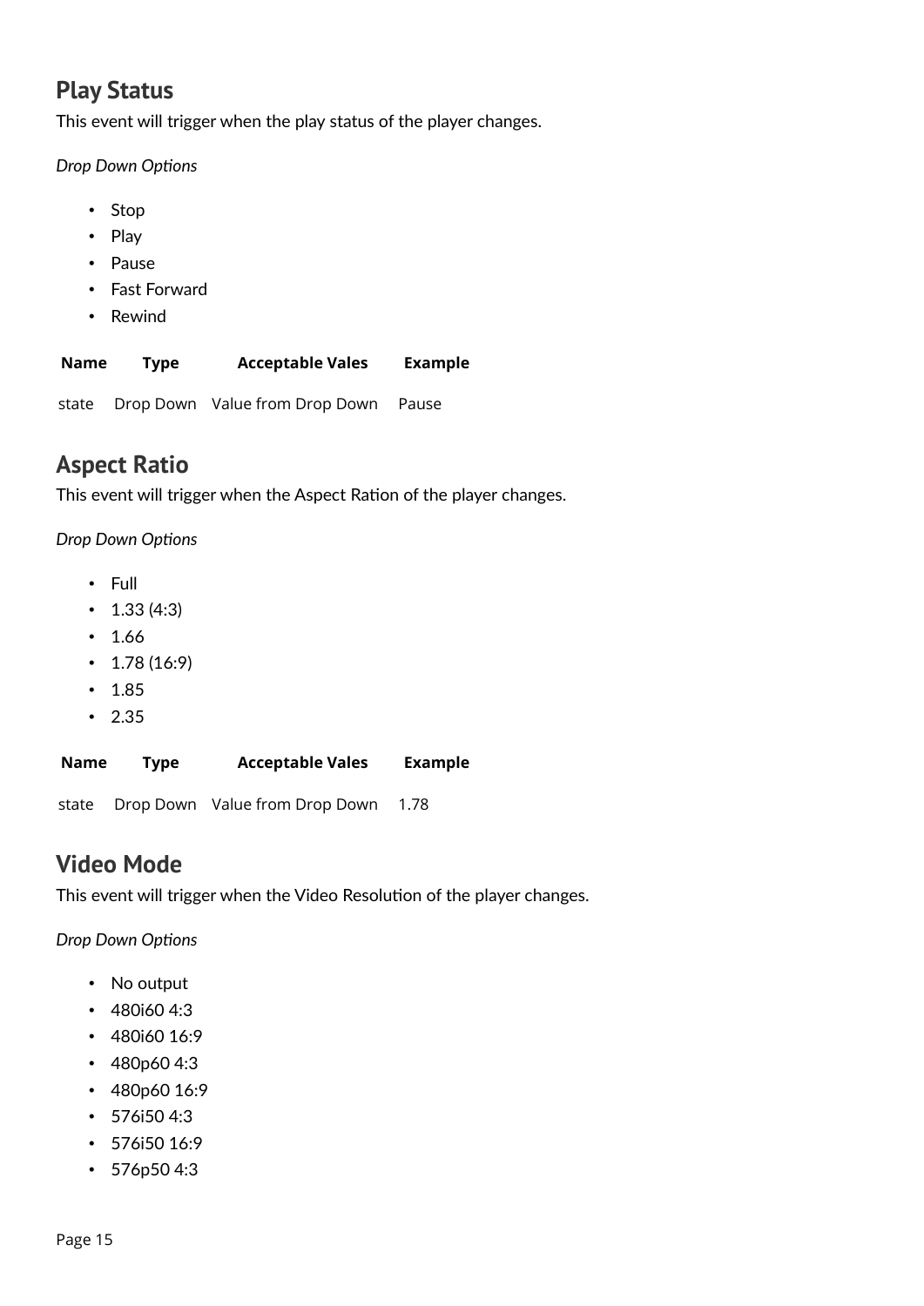## Play Status

This event will trigger when the play status of the player changes.

*Drop Down Options*

- Stop
- Play
- Pause
- Fast Forward
- Rewind

| Name | Type | Acceptable Vales | Example |
|---|---|---|---|
| state | Drop Down | Value from Drop Down | Pause |

## Aspect Ratio

This event will trigger when the Aspect Ration of the player changes.

*Drop Down Options*

- Full
- 1.33 (4:3)
- 1.66
- 1.78 (16:9)
- 1.85
- 2.35

| Name | Type | Acceptable Vales | Example |
|---|---|---|---|
| state | Drop Down | Value from Drop Down | 1.78 |

## Video Mode

This event will trigger when the Video Resolution of the player changes.

*Drop Down Options*

- No output
- 480i60 4:3
- 480i60 16:9
- 480p60 4:3
- 480p60 16:9
- 576i50 4:3
- 576i50 16:9
- 576p50 4:3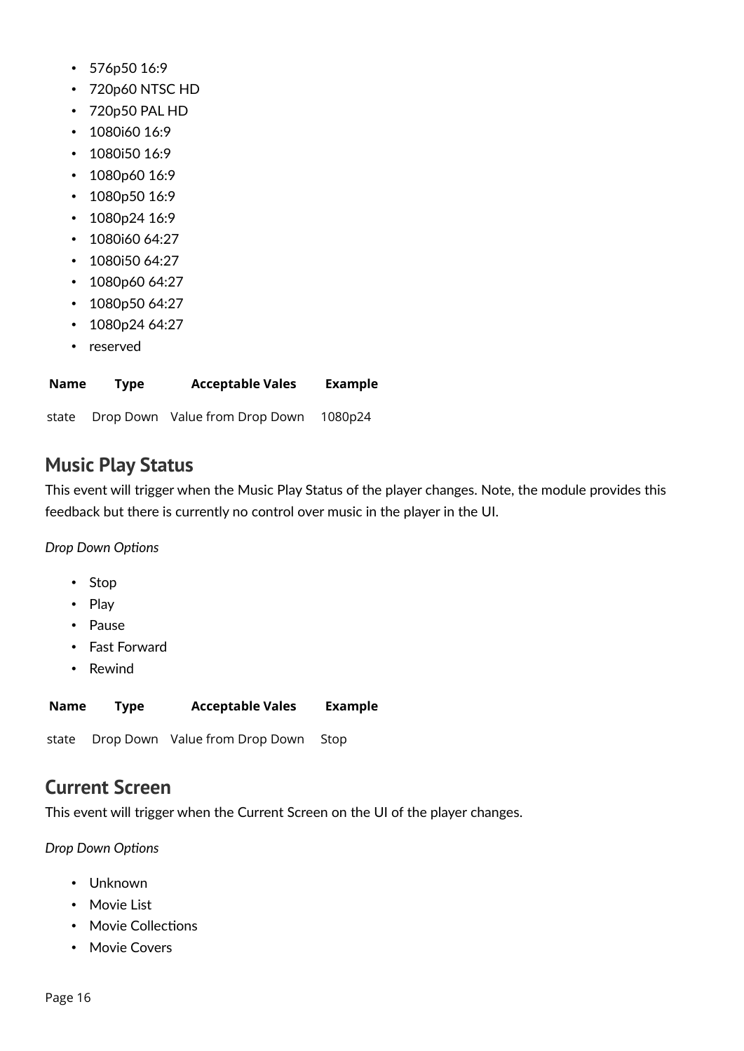- 576p50 16:9
- 720p60 NTSC HD
- 720p50 PAL HD
- 1080i60 16:9
- 1080i50 16:9
- 1080p60 16:9
- 1080p50 16:9
- 1080p24 16:9
- 1080i60 64:27
- 1080i50 64:27
- 1080p60 64:27
- 1080p50 64:27
- 1080p24 64:27
- reserved

| Name | Type | Acceptable Vales | Example |
| --- | --- | --- | --- |
| state | Drop Down | Value from Drop Down | 1080p24 |

## Music Play Status

This event will trigger when the Music Play Status of the player changes. Note, the module provides this feedback but there is currently no control over music in the player in the UI.

*Drop Down Options*

- Stop
- Play
- Pause
- Fast Forward
- Rewind

| Name | Type | Acceptable Vales | Example |
| --- | --- | --- | --- |
| state | Drop Down | Value from Drop Down | Stop |

## Current Screen

This event will trigger when the Current Screen on the UI of the player changes.

*Drop Down Options*

- Unknown
- Movie List
- Movie Collections
- Movie Covers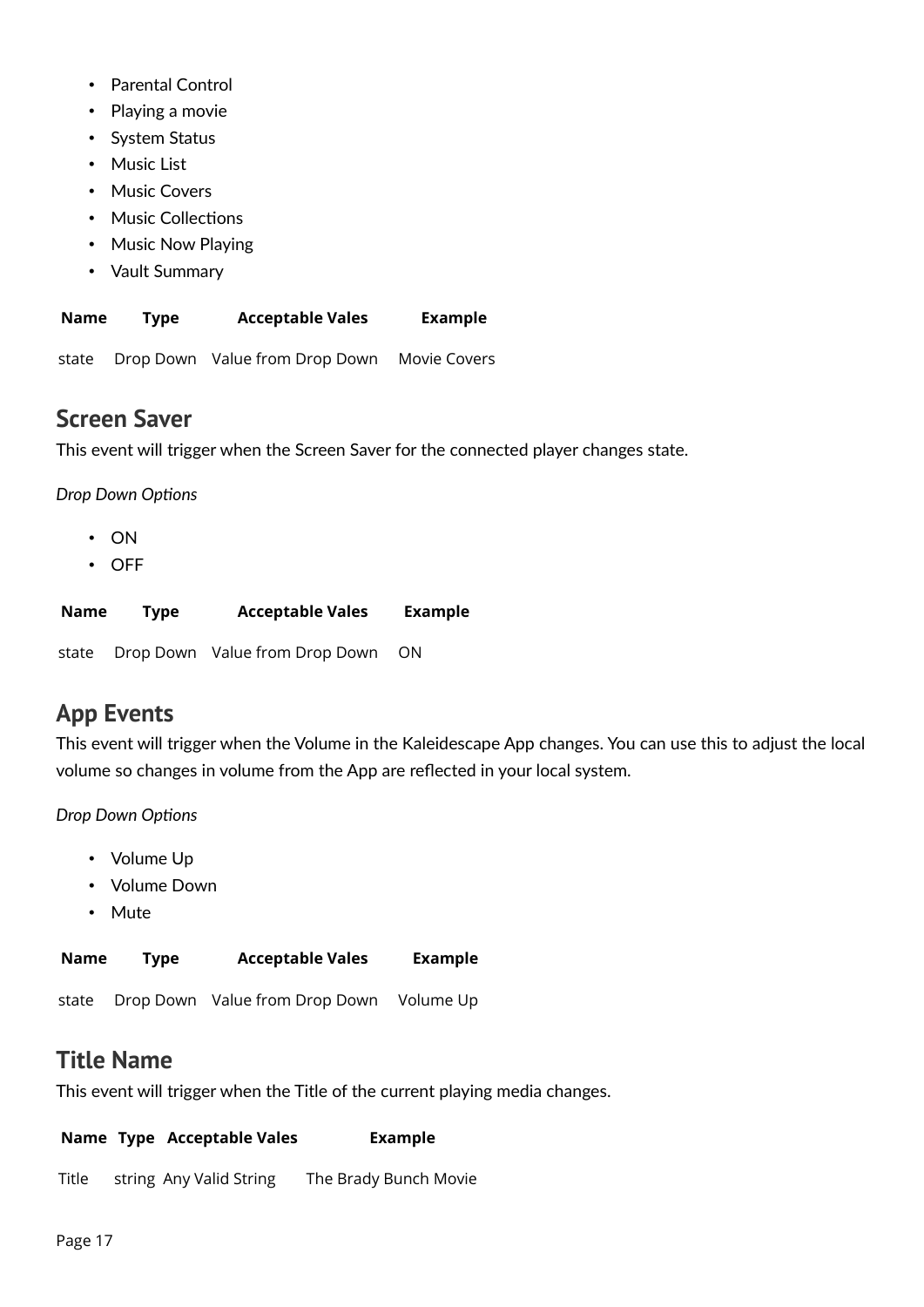- Parental Control
- Playing a movie
- System Status
- Music List
- Music Covers
- Music Collections
- Music Now Playing
- Vault Summary

| Name | Type | Acceptable Vales | Example |
| --- | --- | --- | --- |
| state | Drop Down | Value from Drop Down | Movie Covers |

## Screen Saver

This event will trigger when the Screen Saver for the connected player changes state.

*Drop Down Options*

- ON
- OFF

| Name | Type | Acceptable Vales | Example |
| --- | --- | --- | --- |
| state | Drop Down | Value from Drop Down | ON |

## App Events

This event will trigger when the Volume in the Kaleidescape App changes. You can use this to adjust the local volume so changes in volume from the App are reflected in your local system.

*Drop Down Options*

- Volume Up
- Volume Down
- Mute

| Name | Type | Acceptable Vales | Example |
| --- | --- | --- | --- |
| state | Drop Down | Value from Drop Down | Volume Up |

## Title Name

This event will trigger when the Title of the current playing media changes.

| Name | Type | Acceptable Vales | Example |
| --- | --- | --- | --- |
| Title | string | Any Valid String | The Brady Bunch Movie |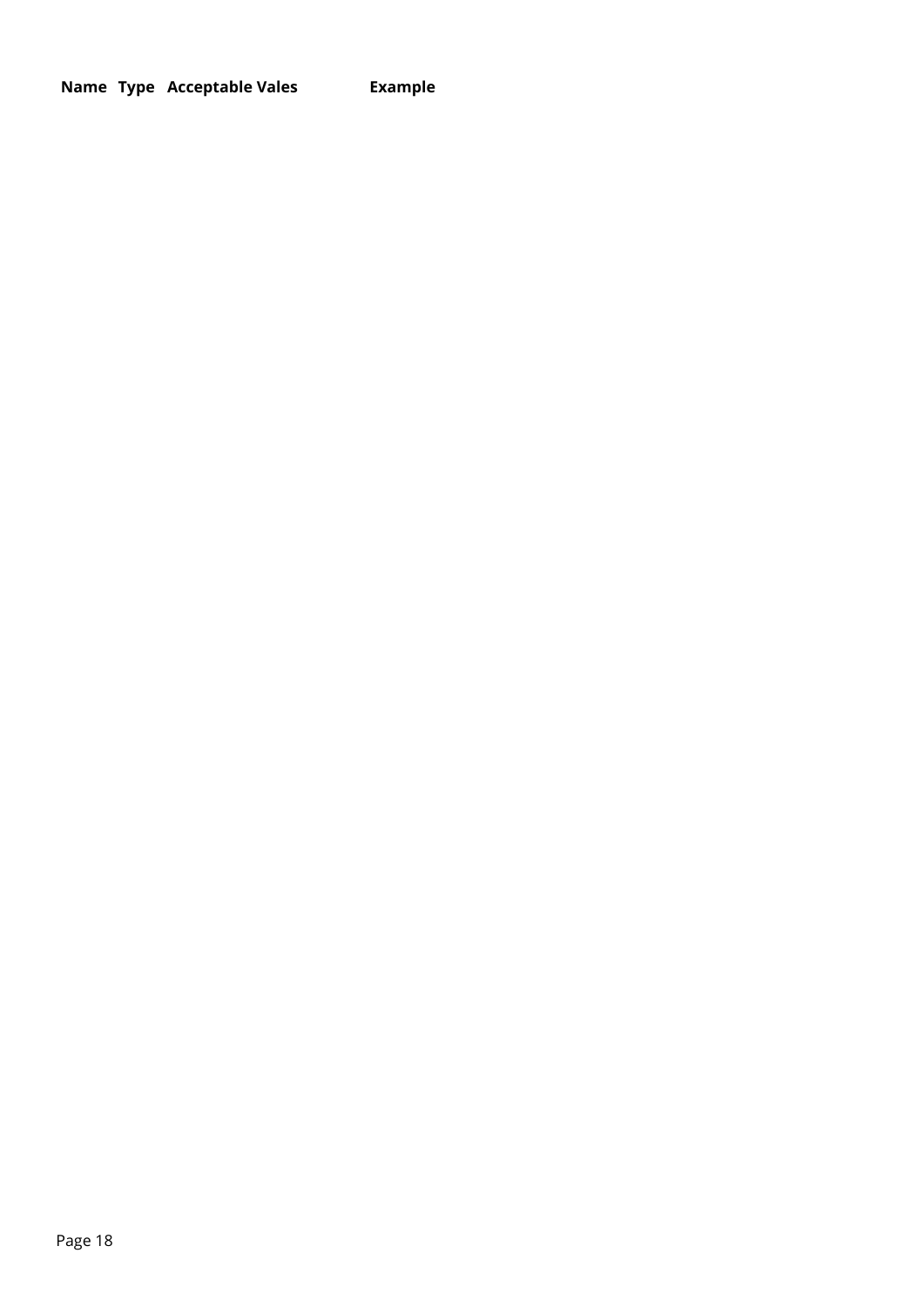| Name | Type | Acceptable Vales | Example |
| --- | --- | --- | --- |